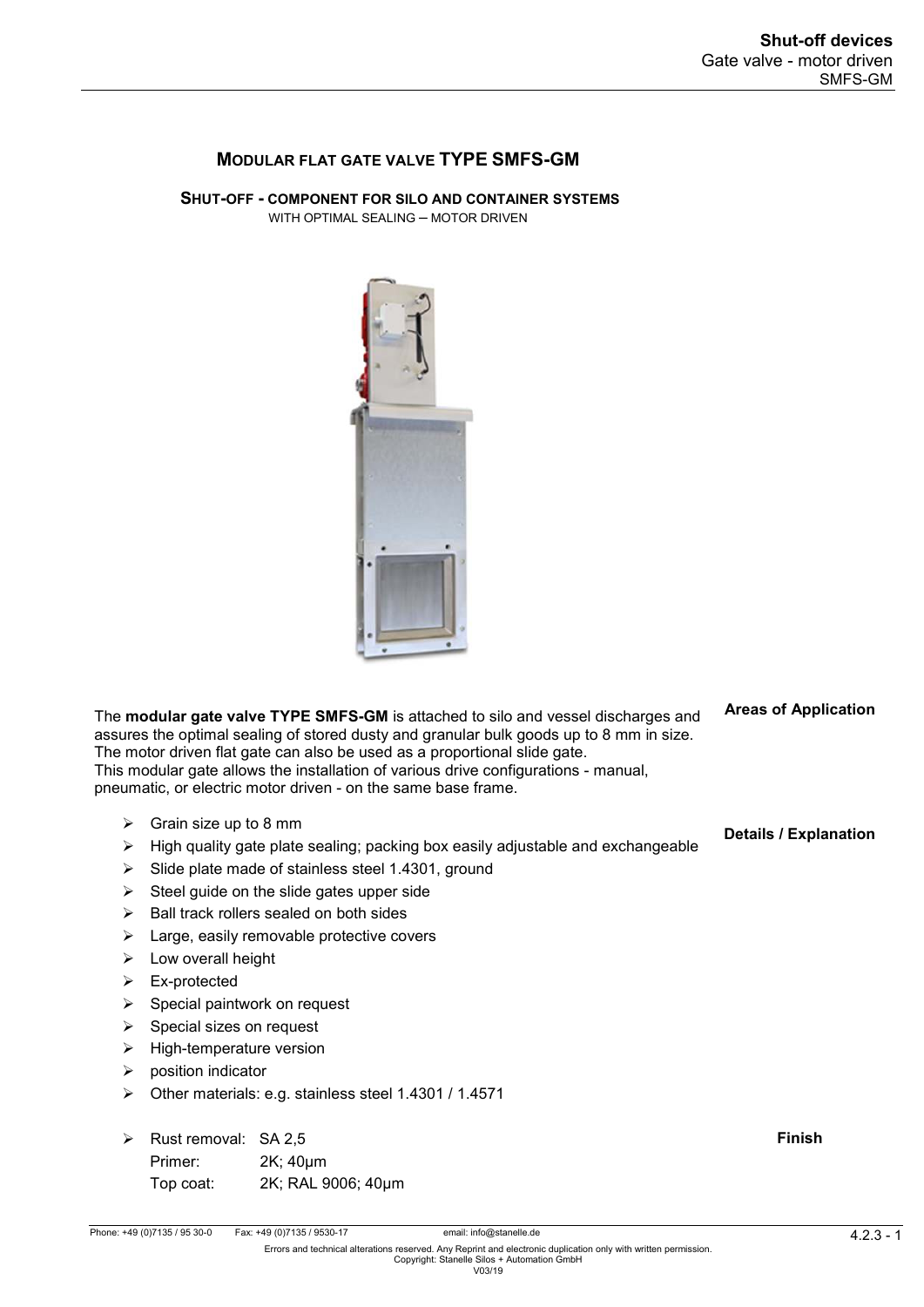# MODULAR FLAT GATE VALVE TYPE SMFS-GM

## SHUT-OFF - COMPONENT FOR SILO AND CONTAINER SYSTEMS

WITH OPTIMAL SEALING – MOTOR DRIVEN

### Areas of Application

The **modular gate valve TYPE SMFS-GM** is attached to silo and vessel discharges and assures the optimal sealing of stored dusty and granular bulk goods up to 8 mm in size. The motor driven flat gate can also be used as a proportional slide gate.
This modular gate allows the installation of various drive configurations - manual, pneumatic, or electric motor driven - on the same base frame.

### Details / Explanation

- Grain size up to 8 mm
- High quality gate plate sealing; packing box easily adjustable and exchangeable
- Slide plate made of stainless steel 1.4301, ground
- Steel guide on the slide gates upper side
- Ball track rollers sealed on both sides
- Large, easily removable protective covers
- Low overall height
- Ex-protected
- Special paintwork on request
- Special sizes on request
- High-temperature version
- position indicator
- Other materials: e.g. stainless steel 1.4301 / 1.4571

### Finish

- Rust removal: SA 2,5
  Primer: 2K; 40µm
  Top coat: 2K; RAL 9006; 40µm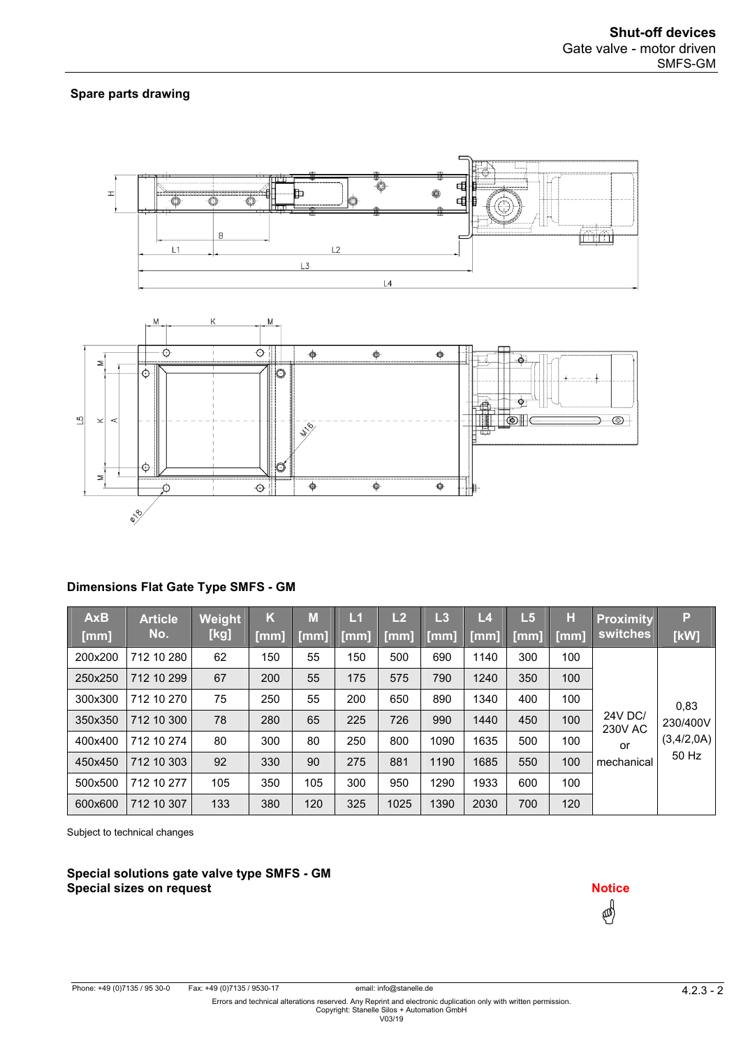## Spare parts drawing

## Dimensions Flat Gate Type SMFS - GM

| AxB [mm] | Article No. | Weight [kg] | K [mm] | M [mm] | L1 [mm] | L2 [mm] | L3 [mm] | L4 [mm] | L5 [mm] | H [mm] | Proximity switches | P [kW] |
|---|---|---|---|---|---|---|---|---|---|---|---|---|
| 200x200 | 712 10 280 | 62 | 150 | 55 | 150 | 500 | 690 | 1140 | 300 | 100 | 24V DC/ 230V AC or mechanical | 0,83 230/400V (3,4/2,0A) 50 Hz |
| 250x250 | 712 10 299 | 67 | 200 | 55 | 175 | 575 | 790 | 1240 | 350 | 100 | | |
| 300x300 | 712 10 270 | 75 | 250 | 55 | 200 | 650 | 890 | 1340 | 400 | 100 | | |
| 350x350 | 712 10 300 | 78 | 280 | 65 | 225 | 726 | 990 | 1440 | 450 | 100 | | |
| 400x400 | 712 10 274 | 80 | 300 | 80 | 250 | 800 | 1090 | 1635 | 500 | 100 | | |
| 450x450 | 712 10 303 | 92 | 330 | 90 | 275 | 881 | 1190 | 1685 | 550 | 100 | | |
| 500x500 | 712 10 277 | 105 | 350 | 105 | 300 | 950 | 1290 | 1933 | 600 | 100 | | |
| 600x600 | 712 10 307 | 133 | 380 | 120 | 325 | 1025 | 1390 | 2030 | 700 | 120 | | |

Subject to technical changes

**Special solutions gate valve type SMFS - GM**
**Special sizes on request**

**Notice**

Phone: +49 (0)7135 / 95 30-0 Fax: +49 (0)7135 / 9530-17 email: info@stanelle.de

Errors and technical alterations reserved. Any Reprint and electronic duplication only with written permission.
Copyright: Stanelle Silos + Automation GmbH
V03/19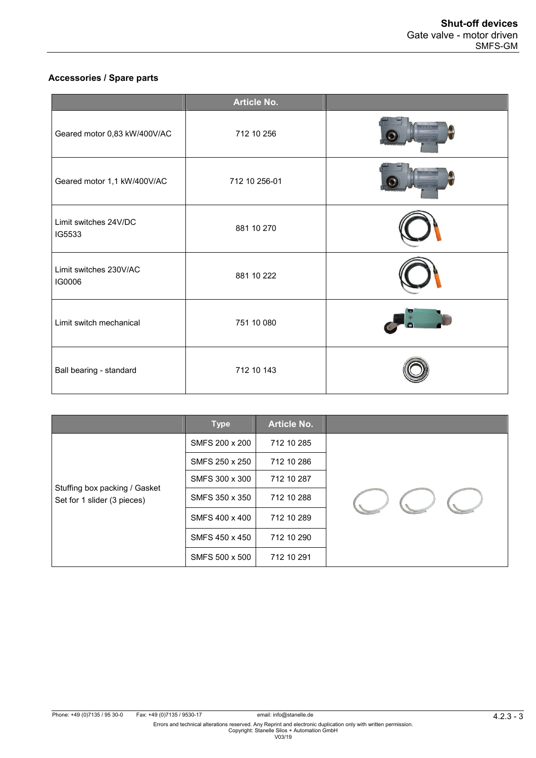## Accessories / Spare parts

| | Article No. | |
|---|---|---|
| Geared motor 0,83 kW/400V/AC | 712 10 256 | |
| Geared motor 1,1 kW/400V/AC | 712 10 256-01 | |
| Limit switches 24V/DC IG5533 | 881 10 270 | |
| Limit switches 230V/AC IG0006 | 881 10 222 | |
| Limit switch mechanical | 751 10 080 | |
| Ball bearing - standard | 712 10 143 | |

| | Type | Article No. | |
|---|---|---|---|
| Stuffing box packing / Gasket Set for 1 slider (3 pieces) | SMFS 200 x 200 | 712 10 285 | |
| | SMFS 250 x 250 | 712 10 286 | |
| | SMFS 300 x 300 | 712 10 287 | |
| | SMFS 350 x 350 | 712 10 288 | |
| | SMFS 400 x 400 | 712 10 289 | |
| | SMFS 450 x 450 | 712 10 290 | |
| | SMFS 500 x 500 | 712 10 291 | |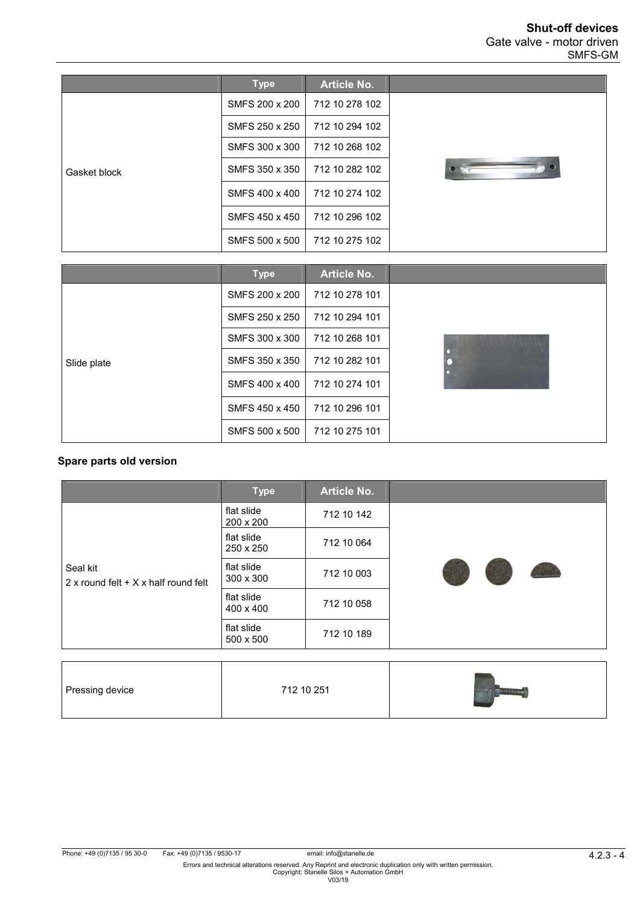| | Type | Article No. | |
|---|---|---|---|
| Gasket block | SMFS 200 x 200 | 712 10 278 102 | |
| | SMFS 250 x 250 | 712 10 294 102 | |
| | SMFS 300 x 300 | 712 10 268 102 | |
| | SMFS 350 x 350 | 712 10 282 102 | |
| | SMFS 400 x 400 | 712 10 274 102 | |
| | SMFS 450 x 450 | 712 10 296 102 | |
| | SMFS 500 x 500 | 712 10 275 102 | |

| | Type | Article No. | |
|---|---|---|---|
| Slide plate | SMFS 200 x 200 | 712 10 278 101 | |
| | SMFS 250 x 250 | 712 10 294 101 | |
| | SMFS 300 x 300 | 712 10 268 101 | |
| | SMFS 350 x 350 | 712 10 282 101 | |
| | SMFS 400 x 400 | 712 10 274 101 | |
| | SMFS 450 x 450 | 712 10 296 101 | |
| | SMFS 500 x 500 | 712 10 275 101 | |

**Spare parts old version**

| | Type | Article No. | |
|---|---|---|---|
| Seal kit 2 x round felt + X x half round felt | flat slide 200 x 200 | 712 10 142 | |
| | flat slide 250 x 250 | 712 10 064 | |
| | flat slide 300 x 300 | 712 10 003 | |
| | flat slide 400 x 400 | 712 10 058 | |
| | flat slide 500 x 500 | 712 10 189 | |

| | | |
|---|---|---|
| Pressing device | 712 10 251 | |